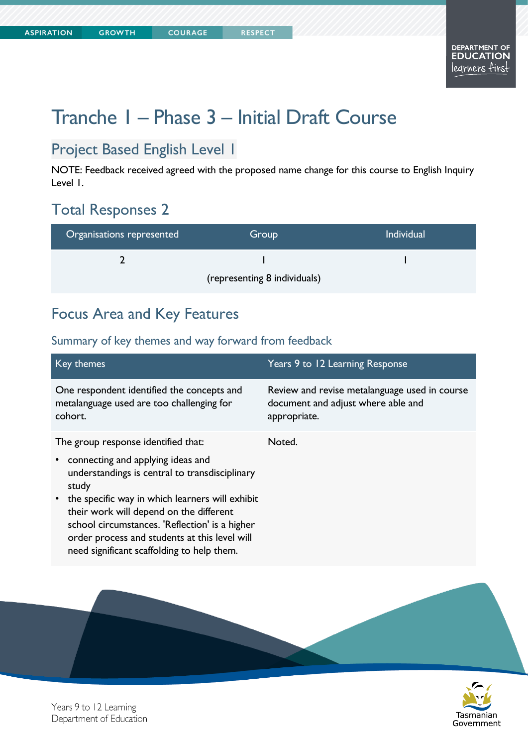# Tranche 1 – Phase 3 – Initial Draft Course

## Project Based English Level 1

NOTE: Feedback received agreed with the proposed name change for this course to English Inquiry Level 1.

## Total Responses 2

| Organisations represented | Group | Individual |
|---|---|---|
| 2 | 1 (representing 8 individuals) | 1 |

## Focus Area and Key Features

### Summary of key themes and way forward from feedback

| Key themes | Years 9 to 12 Learning Response |
|---|---|
| One respondent identified the concepts and metalanguage used are too challenging for cohort. | Review and revise metalanguage used in course document and adjust where able and appropriate. |
| The group response identified that: <br>• connecting and applying ideas and understandings is central to transdisciplinary study <br>• the specific way in which learners will exhibit their work will depend on the different school circumstances. 'Reflection' is a higher order process and students at this level will need significant scaffolding to help them. | Noted. |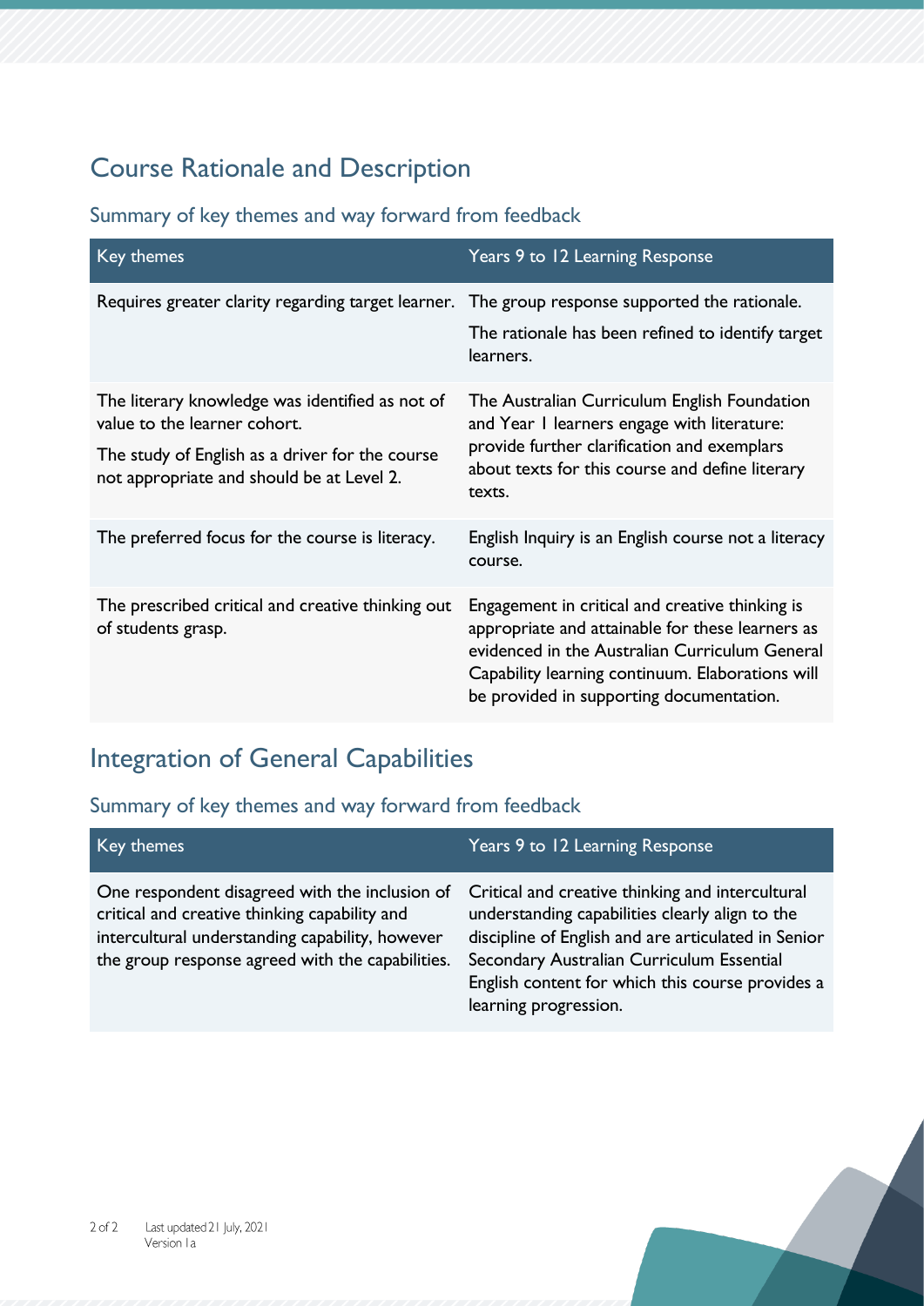## Course Rationale and Description

### Summary of key themes and way forward from feedback

| Key themes | Years 9 to 12 Learning Response |
| --- | --- |
| Requires greater clarity regarding target learner. | The group response supported the rationale.<br>The rationale has been refined to identify target learners. |
| The literary knowledge was identified as not of value to the learner cohort.<br>The study of English as a driver for the course not appropriate and should be at Level 2. | The Australian Curriculum English Foundation and Year 1 learners engage with literature: provide further clarification and exemplars about texts for this course and define literary texts. |
| The preferred focus for the course is literacy. | English Inquiry is an English course not a literacy course. |
| The prescribed critical and creative thinking out of students grasp. | Engagement in critical and creative thinking is appropriate and attainable for these learners as evidenced in the Australian Curriculum General Capability learning continuum. Elaborations will be provided in supporting documentation. |

## Integration of General Capabilities

### Summary of key themes and way forward from feedback

| Key themes | Years 9 to 12 Learning Response |
| --- | --- |
| One respondent disagreed with the inclusion of critical and creative thinking capability and intercultural understanding capability, however the group response agreed with the capabilities. | Critical and creative thinking and intercultural understanding capabilities clearly align to the discipline of English and are articulated in Senior Secondary Australian Curriculum Essential English content for which this course provides a learning progression. |

Last updated 21 July, 2021
Version 1a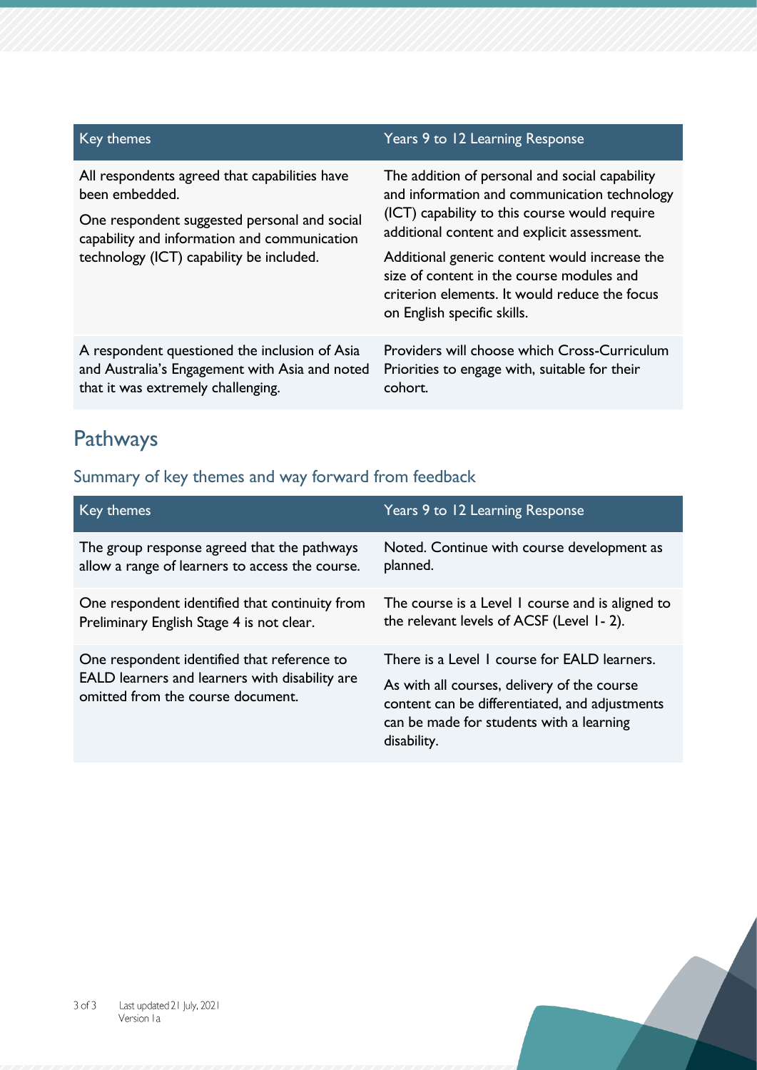| Key themes | Years 9 to 12 Learning Response |
|---|---|
| All respondents agreed that capabilities have been embedded.<br><br>One respondent suggested personal and social capability and information and communication technology (ICT) capability be included. | The addition of personal and social capability and information and communication technology (ICT) capability to this course would require additional content and explicit assessment.<br><br>Additional generic content would increase the size of content in the course modules and criterion elements. It would reduce the focus on English specific skills. |
| A respondent questioned the inclusion of Asia and Australia's Engagement with Asia and noted that it was extremely challenging. | Providers will choose which Cross-Curriculum Priorities to engage with, suitable for their cohort. |

## Pathways

### Summary of key themes and way forward from feedback

| Key themes | Years 9 to 12 Learning Response |
|---|---|
| The group response agreed that the pathways allow a range of learners to access the course. | Noted. Continue with course development as planned. |
| One respondent identified that continuity from Preliminary English Stage 4 is not clear. | The course is a Level 1 course and is aligned to the relevant levels of ACSF (Level 1- 2). |
| One respondent identified that reference to EALD learners and learners with disability are omitted from the course document. | There is a Level 1 course for EALD learners.<br><br>As with all courses, delivery of the course content can be differentiated, and adjustments can be made for students with a learning disability. |

Last updated 21 July, 2021
Version 1a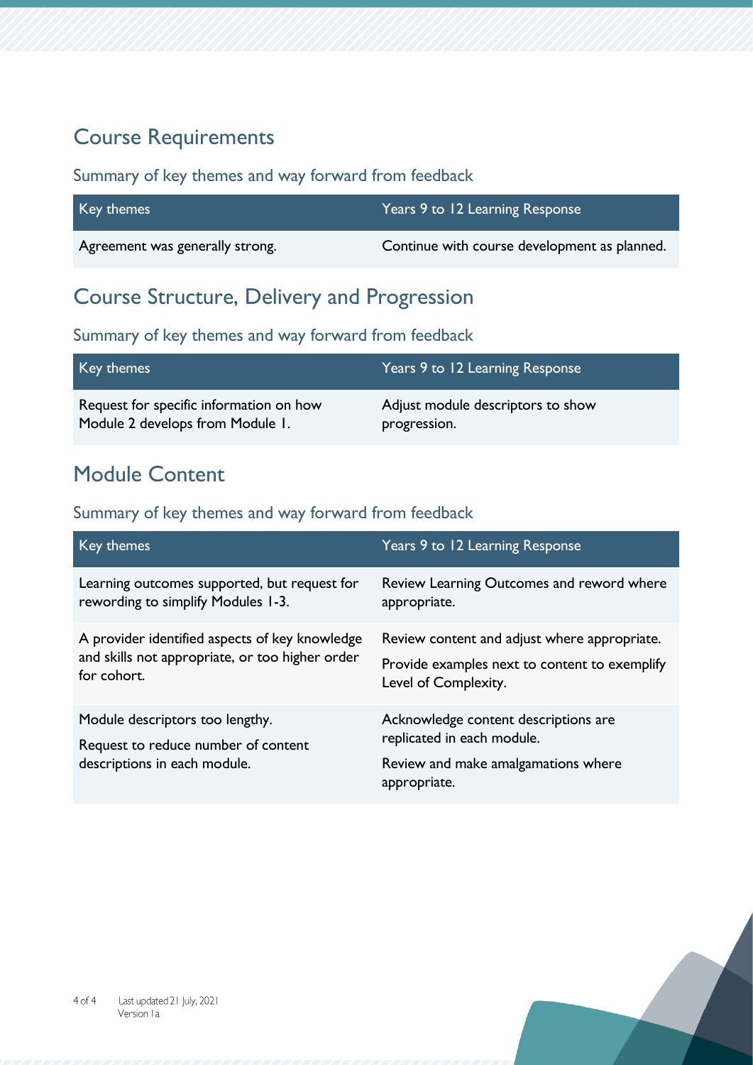## Course Requirements

### Summary of key themes and way forward from feedback

| Key themes | Years 9 to 12 Learning Response |
|---|---|
| Agreement was generally strong. | Continue with course development as planned. |

## Course Structure, Delivery and Progression

### Summary of key themes and way forward from feedback

| Key themes | Years 9 to 12 Learning Response |
|---|---|
| Request for specific information on how Module 2 develops from Module 1. | Adjust module descriptors to show progression. |

## Module Content

### Summary of key themes and way forward from feedback

| Key themes | Years 9 to 12 Learning Response |
|---|---|
| Learning outcomes supported, but request for rewording to simplify Modules 1-3. | Review Learning Outcomes and reword where appropriate. |
| A provider identified aspects of key knowledge and skills not appropriate, or too higher order for cohort. | Review content and adjust where appropriate. Provide examples next to content to exemplify Level of Complexity. |
| Module descriptors too lengthy. Request to reduce number of content descriptions in each module. | Acknowledge content descriptions are replicated in each module. Review and make amalgamations where appropriate. |

Last updated 21 July, 2021
Version 1a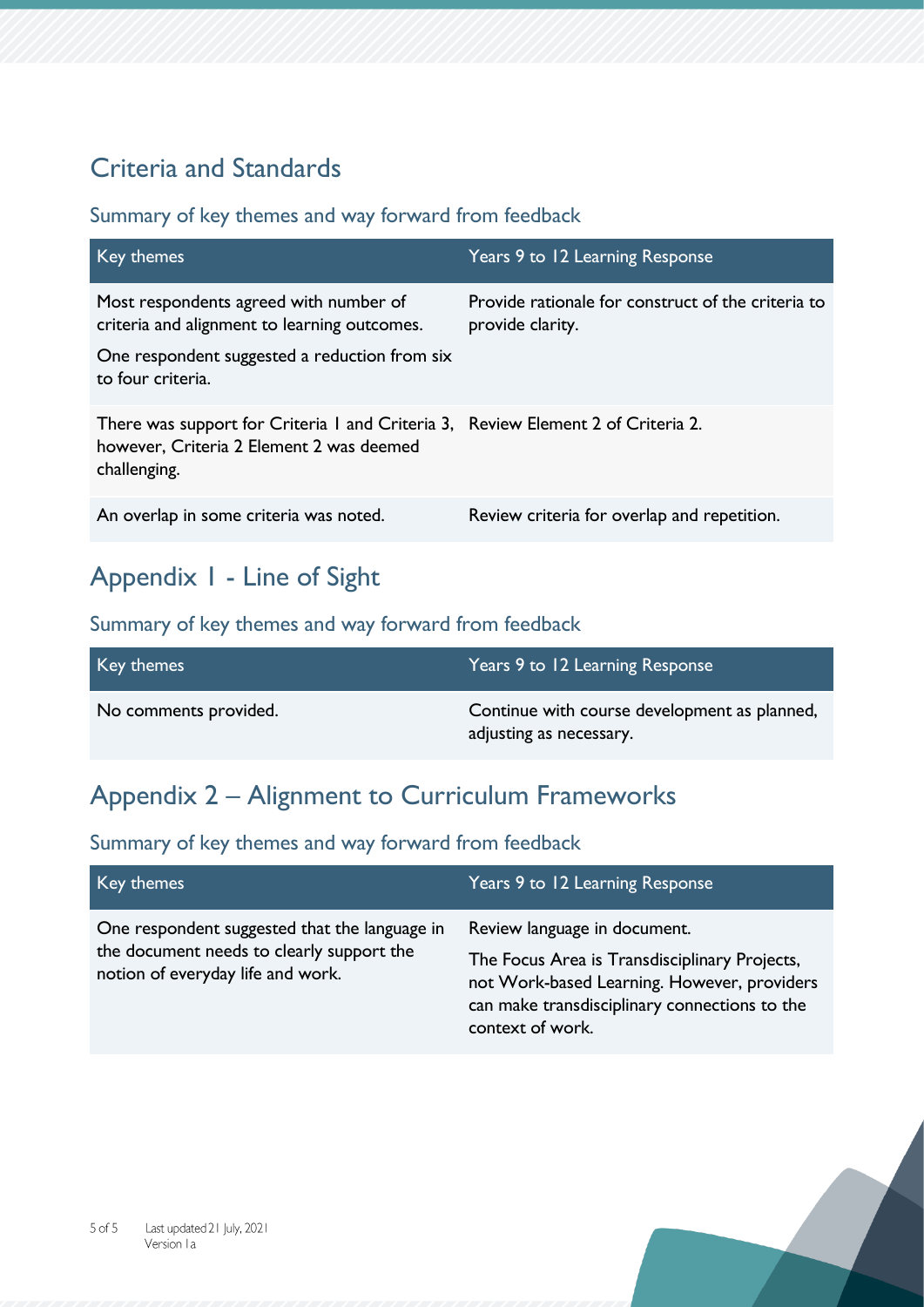## Criteria and Standards

### Summary of key themes and way forward from feedback

| Key themes | Years 9 to 12 Learning Response |
|---|---|
| Most respondents agreed with number of criteria and alignment to learning outcomes. One respondent suggested a reduction from six to four criteria. | Provide rationale for construct of the criteria to provide clarity. |
| There was support for Criteria 1 and Criteria 3, however, Criteria 2 Element 2 was deemed challenging. | Review Element 2 of Criteria 2. |
| An overlap in some criteria was noted. | Review criteria for overlap and repetition. |

## Appendix 1 - Line of Sight

### Summary of key themes and way forward from feedback

| Key themes | Years 9 to 12 Learning Response |
|---|---|
| No comments provided. | Continue with course development as planned, adjusting as necessary. |

## Appendix 2 – Alignment to Curriculum Frameworks

### Summary of key themes and way forward from feedback

| Key themes | Years 9 to 12 Learning Response |
|---|---|
| One respondent suggested that the language in the document needs to clearly support the notion of everyday life and work. | Review language in document. The Focus Area is Transdisciplinary Projects, not Work-based Learning. However, providers can make transdisciplinary connections to the context of work. |

Last updated 21 July, 2021
Version 1a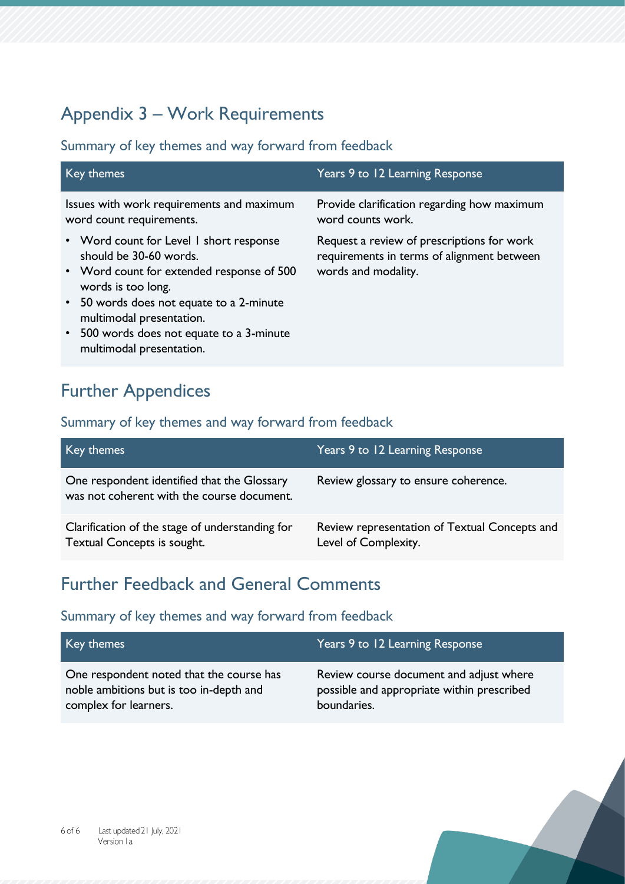## Appendix 3 – Work Requirements

### Summary of key themes and way forward from feedback

| Key themes | Years 9 to 12 Learning Response |
|---|---|
| Issues with work requirements and maximum word count requirements.<br>• Word count for Level 1 short response should be 30-60 words.<br>• Word count for extended response of 500 words is too long.<br>• 50 words does not equate to a 2-minute multimodal presentation.<br>• 500 words does not equate to a 3-minute multimodal presentation. | Provide clarification regarding how maximum word counts work.<br>Request a review of prescriptions for work requirements in terms of alignment between words and modality. |

## Further Appendices

### Summary of key themes and way forward from feedback

| Key themes | Years 9 to 12 Learning Response |
|---|---|
| One respondent identified that the Glossary was not coherent with the course document. | Review glossary to ensure coherence. |
| Clarification of the stage of understanding for Textual Concepts is sought. | Review representation of Textual Concepts and Level of Complexity. |

## Further Feedback and General Comments

### Summary of key themes and way forward from feedback

| Key themes | Years 9 to 12 Learning Response |
|---|---|
| One respondent noted that the course has noble ambitions but is too in-depth and complex for learners. | Review course document and adjust where possible and appropriate within prescribed boundaries. |

Last updated 21 July, 2021
Version 1a